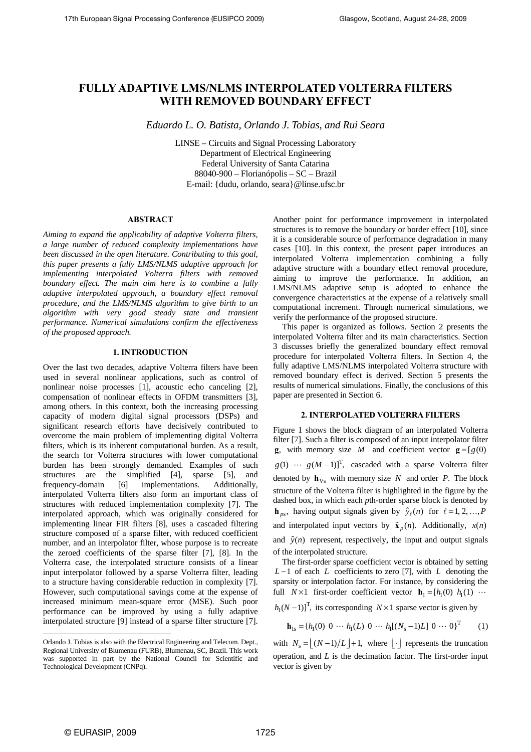# FULLY ADAPTIVE LMS/NLMS INTERPOLATED VOLTERRA FILTERS WITH REMOVED BOUNDARY EFFECT

*Eduardo L. O. Batista, Orlando J. Tobias, and Rui Seara*

LINSE – Circuits and Signal Processing Laboratory
Department of Electrical Engineering
Federal University of Santa Catarina
88040-900 – Florianópolis – SC – Brazil
E-mail: {dudu, orlando, seara}@linse.ufsc.br

## ABSTRACT

*Aiming to expand the applicability of adaptive Volterra filters, a large number of reduced complexity implementations have been discussed in the open literature. Contributing to this goal, this paper presents a fully LMS/NLMS adaptive approach for implementing interpolated Volterra filters with removed boundary effect. The main aim here is to combine a fully adaptive interpolated approach, a boundary effect removal procedure, and the LMS/NLMS algorithm to give birth to an algorithm with very good steady state and transient performance. Numerical simulations confirm the effectiveness of the proposed approach.*

## 1. INTRODUCTION

Over the last two decades, adaptive Volterra filters have been used in several nonlinear applications, such as control of nonlinear noise processes [1], acoustic echo canceling [2], compensation of nonlinear effects in OFDM transmitters [3], among others. In this context, both the increasing processing capacity of modern digital signal processors (DSPs) and significant research efforts have decisively contributed to overcome the main problem of implementing digital Volterra filters, which is its inherent computational burden. As a result, the search for Volterra structures with lower computational burden has been strongly demanded. Examples of such structures are the simplified [4], sparse [5], and frequency-domain [6] implementations. Additionally, interpolated Volterra filters also form an important class of structures with reduced implementation complexity [7]. The interpolated approach, which was originally considered for implementing linear FIR filters [8], uses a cascaded filtering structure composed of a sparse filter, with reduced coefficient number, and an interpolator filter, whose purpose is to recreate the zeroed coefficients of the sparse filter [7], [8]. In the Volterra case, the interpolated structure consists of a linear input interpolator followed by a sparse Volterra filter, leading to a structure having considerable reduction in complexity [7]. However, such computational savings come at the expense of increased minimum mean-square error (MSE). Such poor performance can be improved by using a fully adaptive interpolated structure [9] instead of a sparse filter structure [7].

Another point for performance improvement in interpolated structures is to remove the boundary or border effect [10], since it is a considerable source of performance degradation in many cases [10]. In this context, the present paper introduces an interpolated Volterra implementation combining a fully adaptive structure with a boundary effect removal procedure, aiming to improve the performance. In addition, an LMS/NLMS adaptive setup is adopted to enhance the convergence characteristics at the expense of a relatively small computational increment. Through numerical simulations, we verify the performance of the proposed structure.

This paper is organized as follows. Section 2 presents the interpolated Volterra filter and its main characteristics. Section 3 discusses briefly the generalized boundary effect removal procedure for interpolated Volterra filters. In Section 4, the fully adaptive LMS/NLMS interpolated Volterra structure with removed boundary effect is derived. Section 5 presents the results of numerical simulations. Finally, the conclusions of this paper are presented in Section 6.

## 2. INTERPOLATED VOLTERRA FILTERS

Figure 1 shows the block diagram of an interpolated Volterra filter [7]. Such a filter is composed of an input interpolator filter $\mathbf{g}$, with memory size $M$ and coefficient vector $\mathbf{g} = [g(0)\ g(1)\ \cdots\ g(M-1)]^{\mathrm{T}}$, cascaded with a sparse Volterra filter denoted by $\mathbf{h}_{\mathrm{Vs}}$ with memory size $N$ and order $P$. The block structure of the Volterra filter is highlighted in the figure by the dashed box, in which each $p$th-order sparse block is denoted by $\mathbf{h}_{ps}$, having output signals given by $\hat{y}_{\ell}(n)$ for $\ell = 1, 2, \ldots, P$ and interpolated input vectors by $\tilde{\mathbf{x}}_p(n)$. Additionally, $x(n)$ and $\hat{y}(n)$ represent, respectively, the input and output signals of the interpolated structure.

The first-order sparse coefficient vector is obtained by setting $L-1$ of each $L$ coefficients to zero [7], with $L$ denoting the sparsity or interpolation factor. For instance, by considering the full $N \times 1$ first-order coefficient vector $\mathbf{h}_1 = [h_1(0)\ h_1(1)\ \cdots\ h_1(N-1)]^{\mathrm{T}}$, its corresponding $N \times 1$ sparse vector is given by

$$\mathbf{h}_{1\mathrm{s}} = \{h_1(0)\ 0\ \cdots\ h_1(L)\ 0\ \cdots\ h_1[(N_{\mathrm{s}}-1)L]\ 0\ \cdots\ 0\}^{\mathrm{T}} \qquad (1)$$

with $N_{\mathrm{s}} = \lfloor (N-1)/L \rfloor + 1$, where $\lfloor \cdot \rfloor$ represents the truncation operation, and $L$ is the decimation factor. The first-order input vector is given by

---

Orlando J. Tobias is also with the Electrical Engineering and Telecom. Dept., Regional University of Blumenau (FURB), Blumenau, SC, Brazil. This work was supported in part by the National Council for Scientific and Technological Development (CNPq).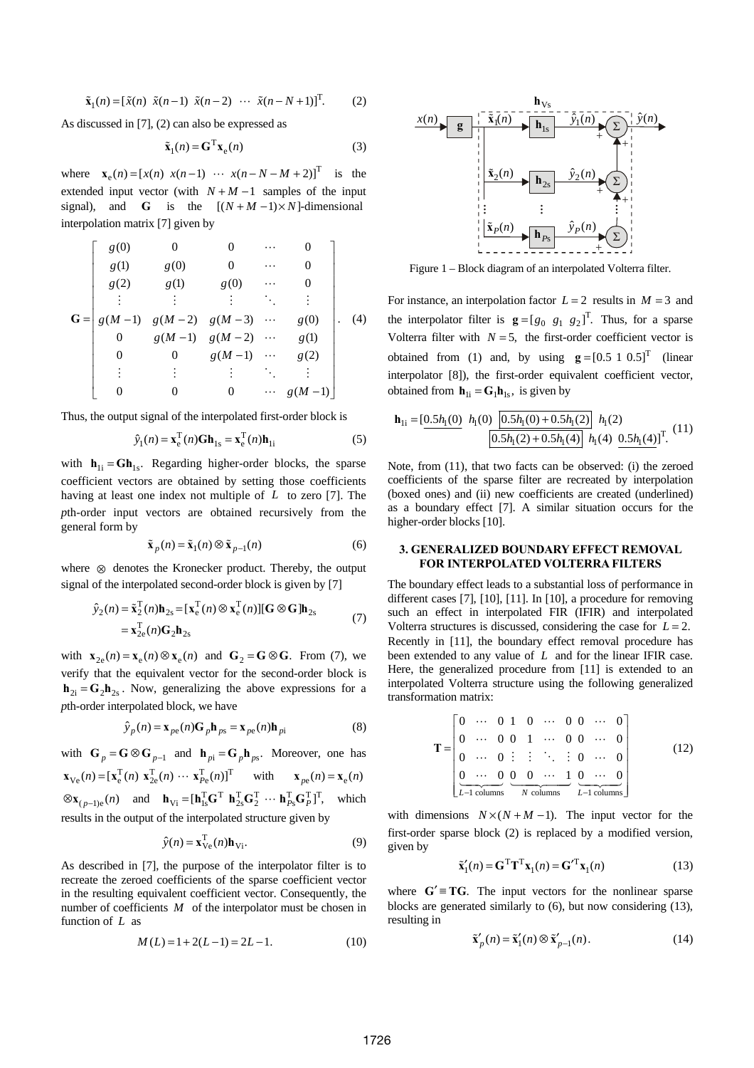$$\tilde{\mathbf{x}}_1(n) = [\tilde{x}(n)\ \ \tilde{x}(n-1)\ \ \tilde{x}(n-2)\ \ \cdots\ \ \tilde{x}(n-N+1)]^{\mathrm{T}}. \tag{2}$$

As discussed in [7], (2) can also be expressed as

$$\tilde{\mathbf{x}}_1(n) = \mathbf{G}^{\mathrm{T}}\mathbf{x}_{\mathrm{e}}(n) \tag{3}$$

where $\mathbf{x}_{\mathrm{e}}(n) = [x(n)\ \ x(n-1)\ \ \cdots\ \ x(n-N-M+2)]^{\mathrm{T}}$ is the extended input vector (with $N+M-1$ samples of the input signal), and $\mathbf{G}$ is the $[(N+M-1)\times N]$-dimensional interpolation matrix [7] given by

$$\mathbf{G} = \begin{bmatrix} g(0) & 0 & 0 & \cdots & 0 \\ g(1) & g(0) & 0 & \cdots & 0 \\ g(2) & g(1) & g(0) & \cdots & 0 \\ \vdots & \vdots & \vdots & \ddots & \vdots \\ g(M-1) & g(M-2) & g(M-3) & \cdots & g(0) \\ 0 & g(M-1) & g(M-2) & \cdots & g(1) \\ 0 & 0 & g(M-1) & \cdots & g(2) \\ \vdots & \vdots & \vdots & \ddots & \vdots \\ 0 & 0 & 0 & \cdots & g(M-1) \end{bmatrix}. \tag{4}$$

Thus, the output signal of the interpolated first-order block is

$$\hat{y}_1(n) = \mathbf{x}_{\mathrm{e}}^{\mathrm{T}}(n)\mathbf{G}\mathbf{h}_{1\mathrm{s}} = \mathbf{x}_{\mathrm{e}}^{\mathrm{T}}(n)\mathbf{h}_{1\mathrm{i}} \tag{5}$$

with $\mathbf{h}_{1\mathrm{i}} = \mathbf{G}\mathbf{h}_{1\mathrm{s}}$. Regarding higher-order blocks, the sparse coefficient vectors are obtained by setting those coefficients having at least one index not multiple of $L$ to zero [7]. The $p$th-order input vectors are obtained recursively from the general form by

$$\tilde{\mathbf{x}}_p(n) = \tilde{\mathbf{x}}_1(n) \otimes \tilde{\mathbf{x}}_{p-1}(n) \tag{6}$$

where $\otimes$ denotes the Kronecker product. Thereby, the output signal of the interpolated second-order block is given by [7]

$$\begin{aligned} \hat{y}_2(n) &= \tilde{\mathbf{x}}_2^{\mathrm{T}}(n)\mathbf{h}_{2\mathrm{s}} = [\mathbf{x}_{\mathrm{e}}^{\mathrm{T}}(n) \otimes \mathbf{x}_{\mathrm{e}}^{\mathrm{T}}(n)][\mathbf{G}\otimes\mathbf{G}]\mathbf{h}_{2\mathrm{s}} \\ &= \mathbf{x}_{2\mathrm{e}}^{\mathrm{T}}(n)\mathbf{G}_2\mathbf{h}_{2\mathrm{s}} \end{aligned} \tag{7}$$

with $\mathbf{x}_{2\mathrm{e}}(n) = \mathbf{x}_{\mathrm{e}}(n)\otimes\mathbf{x}_{\mathrm{e}}(n)$ and $\mathbf{G}_2 = \mathbf{G}\otimes\mathbf{G}$. From (7), we verify that the equivalent vector for the second-order block is $\mathbf{h}_{2\mathrm{i}} = \mathbf{G}_2\mathbf{h}_{2\mathrm{s}}$. Now, generalizing the above expressions for a $p$th-order interpolated block, we have

$$\hat{y}_p(n) = \mathbf{x}_{p\mathrm{e}}(n)\mathbf{G}_p\mathbf{h}_{p\mathrm{s}} = \mathbf{x}_{p\mathrm{e}}(n)\mathbf{h}_{p\mathrm{i}} \tag{8}$$

with $\mathbf{G}_p = \mathbf{G}\otimes\mathbf{G}_{p-1}$ and $\mathbf{h}_{p\mathrm{i}} = \mathbf{G}_p\mathbf{h}_{p\mathrm{s}}$. Moreover, one has $\mathbf{x}_{\mathrm{Ve}}(n) = [\mathbf{x}_{\mathrm{e}}^{\mathrm{T}}(n)\ \ \mathbf{x}_{2\mathrm{e}}^{\mathrm{T}}(n)\ \cdots\ \mathbf{x}_{P\mathrm{e}}^{\mathrm{T}}(n)]^{\mathrm{T}}$ with $\mathbf{x}_{p\mathrm{e}}(n) = \mathbf{x}_{\mathrm{e}}(n) \otimes\mathbf{x}_{(p-1)\mathrm{e}}(n)$ and $\mathbf{h}_{\mathrm{Vi}} = [\mathbf{h}_{1\mathrm{s}}^{\mathrm{T}}\mathbf{G}^{\mathrm{T}}\ \ \mathbf{h}_{2\mathrm{s}}^{\mathrm{T}}\mathbf{G}_2^{\mathrm{T}}\ \cdots\ \mathbf{h}_{P\mathrm{s}}^{\mathrm{T}}\mathbf{G}_P^{\mathrm{T}}]^{\mathrm{T}}$, which results in the output of the interpolated structure given by

$$\hat{y}(n) = \mathbf{x}_{\mathrm{Ve}}^{\mathrm{T}}(n)\mathbf{h}_{\mathrm{Vi}}. \tag{9}$$

As described in [7], the purpose of the interpolator filter is to recreate the zeroed coefficients of the sparse coefficient vector in the resulting equivalent coefficient vector. Consequently, the number of coefficients $M$ of the interpolator must be chosen in function of $L$ as

$$M(L) = 1 + 2(L-1) = 2L - 1. \tag{10}$$

Figure 1 – Block diagram of an interpolated Volterra filter.

For instance, an interpolation factor $L=2$ results in $M=3$ and the interpolator filter is $\mathbf{g} = [g_0\ \ g_1\ \ g_2]^{\mathrm{T}}$. Thus, for a sparse Volterra filter with $N=5$, the first-order coefficient vector is obtained from (1) and, by using $\mathbf{g} = [0.5\ \ 1\ \ 0.5]^{\mathrm{T}}$ (linear interpolator [8]), the first-order equivalent coefficient vector, obtained from $\mathbf{h}_{1\mathrm{i}} = \mathbf{G}_1\mathbf{h}_{1\mathrm{s}}$, is given by

$$\begin{aligned}\mathbf{h}_{1\mathrm{i}} = [&\underline{0.5h_1(0)}\ \ h_1(0)\ \ \boxed{0.5h_1(0)+0.5h_1(2)}\ \ h_1(2) \\ &\boxed{0.5h_1(2)+0.5h_1(4)}\ \ h_1(4)\ \ \underline{0.5h_1(4)}]^{\mathrm{T}}.\end{aligned} \tag{11}$$

Note, from (11), that two facts can be observed: (i) the zeroed coefficients of the sparse filter are recreated by interpolation (boxed ones) and (ii) new coefficients are created (underlined) as a boundary effect [7]. A similar situation occurs for the higher-order blocks [10].

## 3. GENERALIZED BOUNDARY EFFECT REMOVAL FOR INTERPOLATED VOLTERRA FILTERS

The boundary effect leads to a substantial loss of performance in different cases [7], [10], [11]. In [10], a procedure for removing such an effect in interpolated FIR (IFIR) and interpolated Volterra structures is discussed, considering the case for $L=2$. Recently in [11], the boundary effect removal procedure has been extended to any value of $L$ and for the linear IFIR case. Here, the generalized procedure from [11] is extended to an interpolated Volterra structure using the following generalized transformation matrix:

$$\mathbf{T} = \begin{bmatrix} 0 & \cdots & 0 & 1 & 0 & \cdots & 0 & 0 & \cdots & 0 \\ 0 & \cdots & 0 & 0 & 1 & \cdots & 0 & 0 & \cdots & 0 \\ 0 & \cdots & 0 & \vdots & \vdots & \ddots & \vdots & 0 & \cdots & 0 \\ \underbrace{0 \ \cdots \ 0}_{L-1\ \text{columns}} & & & \underbrace{0 \ \ 0 \ \cdots \ 1}_{N\ \text{columns}} & & & & \underbrace{0 \ \cdots \ 0}_{L-1\ \text{columns}} & & \end{bmatrix} \tag{12}$$

with dimensions $N\times(N+M-1)$. The input vector for the first-order sparse block (2) is replaced by a modified version, given by

$$\tilde{\mathbf{x}}_1'(n) = \mathbf{G}^{\mathrm{T}}\mathbf{T}^{\mathrm{T}}\mathbf{x}_1(n) = \mathbf{G}'^{\mathrm{T}}\mathbf{x}_1(n) \tag{13}$$

where $\mathbf{G}' \equiv \mathbf{T}\mathbf{G}$. The input vectors for the nonlinear sparse blocks are generated similarly to (6), but now considering (13), resulting in

$$\tilde{\mathbf{x}}_p'(n) = \tilde{\mathbf{x}}_1'(n) \otimes \tilde{\mathbf{x}}_{p-1}'(n). \tag{14}$$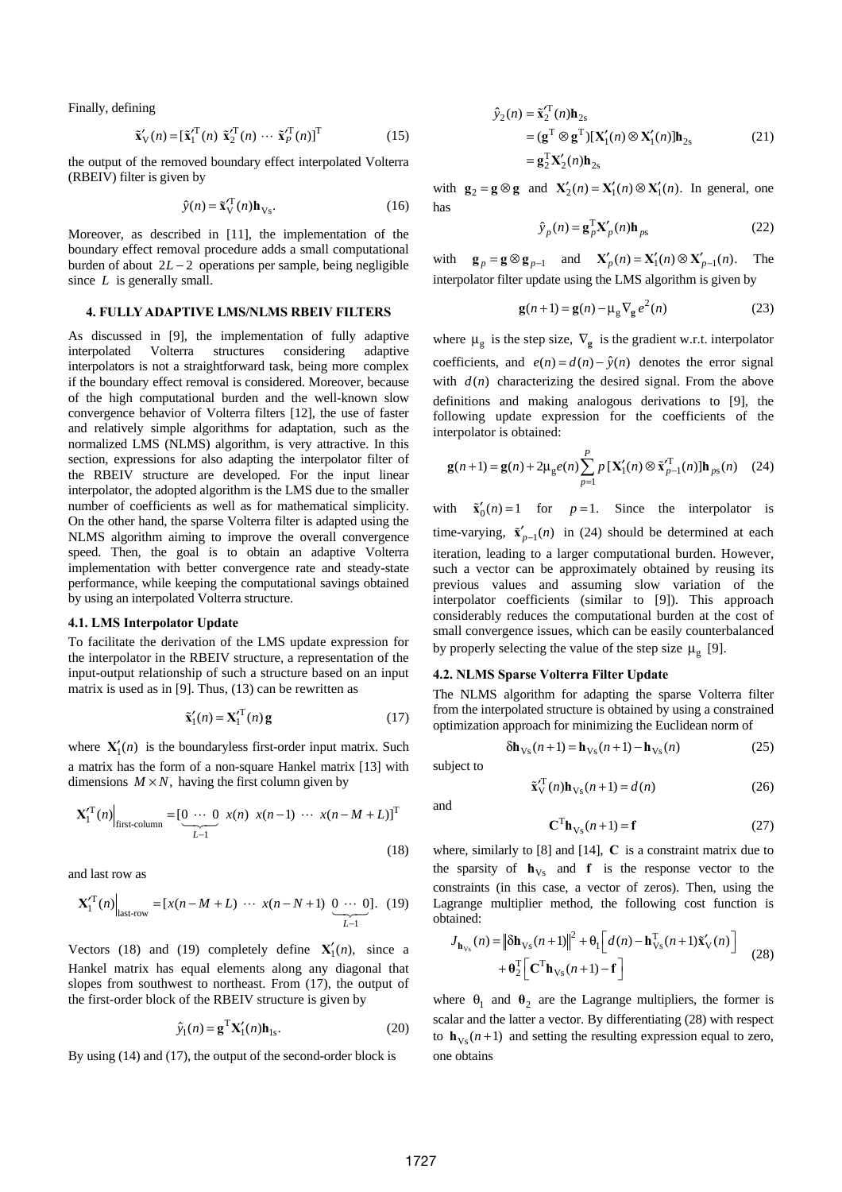Finally, defining

$$\tilde{\mathbf{x}}'_{\mathrm{V}}(n) = [\tilde{\mathbf{x}}'^{\mathrm{T}}_1(n)\ \tilde{\mathbf{x}}'^{\mathrm{T}}_2(n)\ \cdots\ \tilde{\mathbf{x}}'^{\mathrm{T}}_P(n)]^{\mathrm{T}} \tag{15}$$

the output of the removed boundary effect interpolated Volterra (RBEIV) filter is given by

$$\hat{y}(n) = \tilde{\mathbf{x}}'^{\mathrm{T}}_{\mathrm{V}}(n)\mathbf{h}_{\mathrm{Vs}}. \tag{16}$$

Moreover, as described in [11], the implementation of the boundary effect removal procedure adds a small computational burden of about $2L-2$ operations per sample, being negligible since $L$ is generally small.

## 4. FULLY ADAPTIVE LMS/NLMS RBEIV FILTERS

As discussed in [9], the implementation of fully adaptive interpolated Volterra structures considering adaptive interpolators is not a straightforward task, being more complex if the boundary effect removal is considered. Moreover, because of the high computational burden and the well-known slow convergence behavior of Volterra filters [12], the use of faster and relatively simple algorithms for adaptation, such as the normalized LMS (NLMS) algorithm, is very attractive. In this section, expressions for also adapting the interpolator filter of the RBEIV structure are developed. For the input linear interpolator, the adopted algorithm is the LMS due to the smaller number of coefficients as well as for mathematical simplicity. On the other hand, the sparse Volterra filter is adapted using the NLMS algorithm aiming to improve the overall convergence speed. Then, the goal is to obtain an adaptive Volterra implementation with better convergence rate and steady-state performance, while keeping the computational savings obtained by using an interpolated Volterra structure.

### 4.1. LMS Interpolator Update

To facilitate the derivation of the LMS update expression for the interpolator in the RBEIV structure, a representation of the input-output relationship of such a structure based on an input matrix is used as in [9]. Thus, (13) can be rewritten as

$$\tilde{\mathbf{x}}'_1(n) = \mathbf{X}'^{\mathrm{T}}_1(n)\,\mathbf{g} \tag{17}$$

where $\mathbf{X}'_1(n)$ is the boundaryless first-order input matrix. Such a matrix has the form of a non-square Hankel matrix [13] with dimensions $M \times N$, having the first column given by

$$\mathbf{X}'^{\mathrm{T}}_1(n)\Big|_{\text{first-column}} = [\underbrace{0\ \cdots\ 0}_{L-1}\ x(n)\ \ x(n-1)\ \cdots\ x(n-M+L)]^{\mathrm{T}} \tag{18}$$

and last row as

$$\mathbf{X}'^{\mathrm{T}}_1(n)\Big|_{\text{last-row}} = [x(n-M+L)\ \cdots\ x(n-N+1)\ \underbrace{0\ \cdots\ 0}_{L-1}]. \tag{19}$$

Vectors (18) and (19) completely define $\mathbf{X}'_1(n)$, since a Hankel matrix has equal elements along any diagonal that slopes from southwest to northeast. From (17), the output of the first-order block of the RBEIV structure is given by

$$\hat{y}_1(n) = \mathbf{g}^{\mathrm{T}}\mathbf{X}'_1(n)\mathbf{h}_{1\mathrm{s}}. \tag{20}$$

By using (14) and (17), the output of the second-order block is

$$\begin{aligned}\hat{y}_2(n) &= \tilde{\mathbf{x}}'^{\mathrm{T}}_2(n)\mathbf{h}_{2\mathrm{s}}\\ &= (\mathbf{g}^{\mathrm{T}} \otimes \mathbf{g}^{\mathrm{T}})[\mathbf{X}'_1(n) \otimes \mathbf{X}'_1(n)]\mathbf{h}_{2\mathrm{s}}\\ &= \mathbf{g}_2^{\mathrm{T}}\mathbf{X}'_2(n)\mathbf{h}_{2\mathrm{s}}\end{aligned} \tag{21}$$

with $\mathbf{g}_2 = \mathbf{g} \otimes \mathbf{g}$ and $\mathbf{X}'_2(n) = \mathbf{X}'_1(n) \otimes \mathbf{X}'_1(n)$. In general, one has

$$\hat{y}_p(n) = \mathbf{g}_p^{\mathrm{T}}\mathbf{X}'_p(n)\mathbf{h}_{p\mathrm{s}} \tag{22}$$

with $\mathbf{g}_p = \mathbf{g} \otimes \mathbf{g}_{p-1}$ and $\mathbf{X}'_p(n) = \mathbf{X}'_1(n) \otimes \mathbf{X}'_{p-1}(n)$. The interpolator filter update using the LMS algorithm is given by

$$\mathbf{g}(n+1) = \mathbf{g}(n) - \mu_{\mathrm{g}}\nabla_{\mathbf{g}}e^2(n) \tag{23}$$

where $\mu_{\mathrm{g}}$ is the step size, $\nabla_{\mathbf{g}}$ is the gradient w.r.t. interpolator coefficients, and $e(n) = d(n) - \hat{y}(n)$ denotes the error signal with $d(n)$ characterizing the desired signal. From the above definitions and making analogous derivations to [9], the following update expression for the coefficients of the interpolator is obtained:

$$\mathbf{g}(n+1) = \mathbf{g}(n) + 2\mu_{\mathrm{g}}e(n)\sum_{p=1}^{P} p\,[\mathbf{X}'_1(n) \otimes \tilde{\mathbf{x}}'^{\mathrm{T}}_{p-1}(n)]\mathbf{h}_{p\mathrm{s}}(n) \tag{24}$$

with $\tilde{\mathbf{x}}'_0(n) = 1$ for $p = 1$. Since the interpolator is time-varying, $\tilde{\mathbf{x}}'_{p-1}(n)$ in (24) should be determined at each iteration, leading to a larger computational burden. However, such a vector can be approximately obtained by reusing its previous values and assuming slow variation of the interpolator coefficients (similar to [9]). This approach considerably reduces the computational burden at the cost of small convergence issues, which can be easily counterbalanced by properly selecting the value of the step size $\mu_{\mathrm{g}}$ [9].

### 4.2. NLMS Sparse Volterra Filter Update

The NLMS algorithm for adapting the sparse Volterra filter from the interpolated structure is obtained by using a constrained optimization approach for minimizing the Euclidean norm of

$$\delta\mathbf{h}_{\mathrm{Vs}}(n+1) = \mathbf{h}_{\mathrm{Vs}}(n+1) - \mathbf{h}_{\mathrm{Vs}}(n) \tag{25}$$

subject to

$$\tilde{\mathbf{x}}'^{\mathrm{T}}_{\mathrm{V}}(n)\mathbf{h}_{\mathrm{Vs}}(n+1) = d(n) \tag{26}$$

and

$$\mathbf{C}^{\mathrm{T}}\mathbf{h}_{\mathrm{Vs}}(n+1) = \mathbf{f} \tag{27}$$

where, similarly to [8] and [14], $\mathbf{C}$ is a constraint matrix due to the sparsity of $\mathbf{h}_{\mathrm{Vs}}$ and $\mathbf{f}$ is the response vector to the constraints (in this case, a vector of zeros). Then, using the Lagrange multiplier method, the following cost function is obtained:

$$\begin{aligned}J_{\mathbf{h}_{\mathrm{Vs}}}(n) = {}&\left\|\delta\mathbf{h}_{\mathrm{Vs}}(n+1)\right\|^2 + \theta_1\left[d(n) - \mathbf{h}^{\mathrm{T}}_{\mathrm{Vs}}(n+1)\tilde{\mathbf{x}}'_{\mathrm{V}}(n)\right]\\ &+ \boldsymbol{\theta}_2^{\mathrm{T}}\left[\mathbf{C}^{\mathrm{T}}\mathbf{h}_{\mathrm{Vs}}(n+1) - \mathbf{f}\right]\end{aligned} \tag{28}$$

where $\theta_1$ and $\boldsymbol{\theta}_2$ are the Lagrange multipliers, the former is scalar and the latter a vector. By differentiating (28) with respect to $\mathbf{h}_{\mathrm{Vs}}(n+1)$ and setting the resulting expression equal to zero, one obtains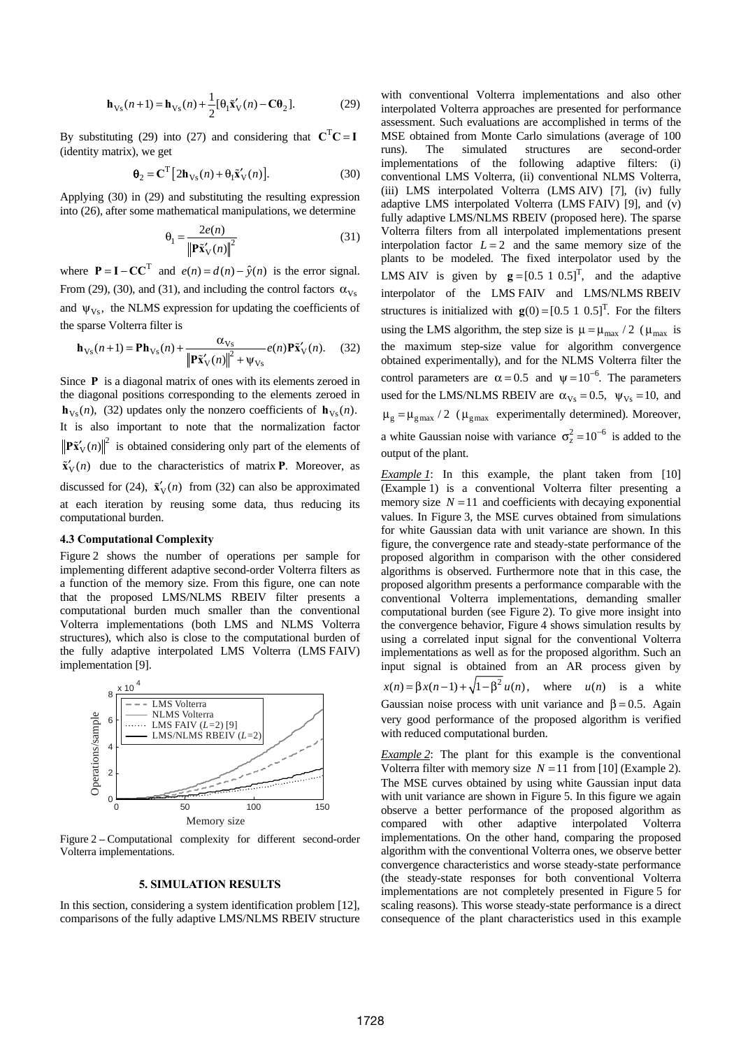$$\mathbf{h}_{\mathrm{Vs}}(n+1) = \mathbf{h}_{\mathrm{Vs}}(n) + \frac{1}{2}[\theta_1 \tilde{\mathbf{x}}'_{\mathrm{V}}(n) - \mathbf{C}\boldsymbol{\theta}_2]. \tag{29}$$

By substituting (29) into (27) and considering that $\mathbf{C}^{\mathrm{T}}\mathbf{C} = \mathbf{I}$ (identity matrix), we get

$$\boldsymbol{\theta}_2 = \mathbf{C}^{\mathrm{T}}\left[2\mathbf{h}_{\mathrm{Vs}}(n) + \theta_1 \tilde{\mathbf{x}}'_{\mathrm{V}}(n)\right]. \tag{30}$$

Applying (30) in (29) and substituting the resulting expression into (26), after some mathematical manipulations, we determine

$$\theta_1 = \frac{2e(n)}{\left\|\mathbf{P}\tilde{\mathbf{x}}'_{\mathrm{V}}(n)\right\|^2} \tag{31}$$

where $\mathbf{P} = \mathbf{I} - \mathbf{C}\mathbf{C}^{\mathrm{T}}$ and $e(n) = d(n) - \hat{y}(n)$ is the error signal. From (29), (30), and (31), and including the control factors $\alpha_{\mathrm{Vs}}$ and $\psi_{\mathrm{Vs}}$, the NLMS expression for updating the coefficients of the sparse Volterra filter is

$$\mathbf{h}_{\mathrm{Vs}}(n+1) = \mathbf{P}\mathbf{h}_{\mathrm{Vs}}(n) + \frac{\alpha_{\mathrm{Vs}}}{\left\|\mathbf{P}\tilde{\mathbf{x}}'_{\mathrm{V}}(n)\right\|^2 + \psi_{\mathrm{Vs}}} e(n)\mathbf{P}\tilde{\mathbf{x}}'_{\mathrm{V}}(n). \tag{32}$$

Since $\mathbf{P}$ is a diagonal matrix of ones with its elements zeroed in the diagonal positions corresponding to the elements zeroed in $\mathbf{h}_{\mathrm{Vs}}(n)$, (32) updates only the nonzero coefficients of $\mathbf{h}_{\mathrm{Vs}}(n)$. It is also important to note that the normalization factor $\left\|\mathbf{P}\tilde{\mathbf{x}}'_{\mathrm{V}}(n)\right\|^2$ is obtained considering only part of the elements of $\tilde{\mathbf{x}}'_{\mathrm{V}}(n)$ due to the characteristics of matrix $\mathbf{P}$. Moreover, as discussed for (24), $\tilde{\mathbf{x}}'_{\mathrm{V}}(n)$ from (32) can also be approximated at each iteration by reusing some data, thus reducing its computational burden.

### 4.3 Computational Complexity

Figure 2 shows the number of operations per sample for implementing different adaptive second-order Volterra filters as a function of the memory size. From this figure, one can note that the proposed LMS/NLMS RBEIV filter presents a computational burden much smaller than the conventional Volterra implementations (both LMS and NLMS Volterra structures), which also is close to the computational burden of the fully adaptive interpolated LMS Volterra (LMS FAIV) implementation [9].

Figure 2 – Computational complexity for different second-order Volterra implementations.

## 5. SIMULATION RESULTS

In this section, considering a system identification problem [12], comparisons of the fully adaptive LMS/NLMS RBEIV structure with conventional Volterra implementations and also other interpolated Volterra approaches are presented for performance assessment. Such evaluations are accomplished in terms of the MSE obtained from Monte Carlo simulations (average of 100 runs). The simulated structures are second-order implementations of the following adaptive filters: (i) conventional LMS Volterra, (ii) conventional NLMS Volterra, (iii) LMS interpolated Volterra (LMS AIV) [7], (iv) fully adaptive LMS interpolated Volterra (LMS FAIV) [9], and (v) fully adaptive LMS/NLMS RBEIV (proposed here). The sparse Volterra filters from all interpolated implementations present interpolation factor $L = 2$ and the same memory size of the plants to be modeled. The fixed interpolator used by the LMS AIV is given by $\mathbf{g} = [0.5\ 1\ 0.5]^{\mathrm{T}}$, and the adaptive interpolator of the LMS FAIV and LMS/NLMS RBEIV structures is initialized with $\mathbf{g}(0) = [0.5\ 1\ 0.5]^{\mathrm{T}}$. For the filters using the LMS algorithm, the step size is $\mu = \mu_{\max}/2$ ($\mu_{\max}$ is the maximum step-size value for algorithm convergence obtained experimentally), and for the NLMS Volterra filter the control parameters are $\alpha = 0.5$ and $\psi = 10^{-6}$. The parameters used for the LMS/NLMS RBEIV are $\alpha_{\mathrm{Vs}} = 0.5$, $\psi_{\mathrm{Vs}} = 10$, and $\mu_{\mathrm{g}} = \mu_{\mathrm{g}\max}/2$ ($\mu_{\mathrm{g}\max}$ experimentally determined). Moreover, a white Gaussian noise with variance $\sigma_z^2 = 10^{-6}$ is added to the output of the plant.

*Example 1*: In this example, the plant taken from [10] (Example 1) is a conventional Volterra filter presenting a memory size $N = 11$ and coefficients with decaying exponential values. In Figure 3, the MSE curves obtained from simulations for white Gaussian data with unit variance are shown. In this figure, the convergence rate and steady-state performance of the proposed algorithm in comparison with the other considered algorithms is observed. Furthermore note that in this case, the proposed algorithm presents a performance comparable with the conventional Volterra implementations, demanding smaller computational burden (see Figure 2). To give more insight into the convergence behavior, Figure 4 shows simulation results by using a correlated input signal for the conventional Volterra implementations as well as for the proposed algorithm. Such input signal is obtained from an AR process given by $x(n) = \beta x(n-1) + \sqrt{1-\beta^2}\,u(n)$, where $u(n)$ is a white Gaussian noise process with unit variance and $\beta = 0.5$. Again very good performance of the proposed algorithm is verified with reduced computational burden.

*Example 2*: The plant for this example is the conventional Volterra filter with memory size $N = 11$ from [10] (Example 2). The MSE curves obtained by using white Gaussian input data with unit variance are shown in Figure 5. In this figure we again observe a better performance of the proposed algorithm as compared with other adaptive interpolated Volterra implementations. On the other hand, comparing the proposed algorithm with the conventional Volterra ones, we observe better convergence characteristics and worse steady-state performance (the steady-state responses for both conventional Volterra implementations are not completely presented in Figure 5 for scaling reasons). This worse steady-state performance is a direct consequence of the plant characteristics used in this example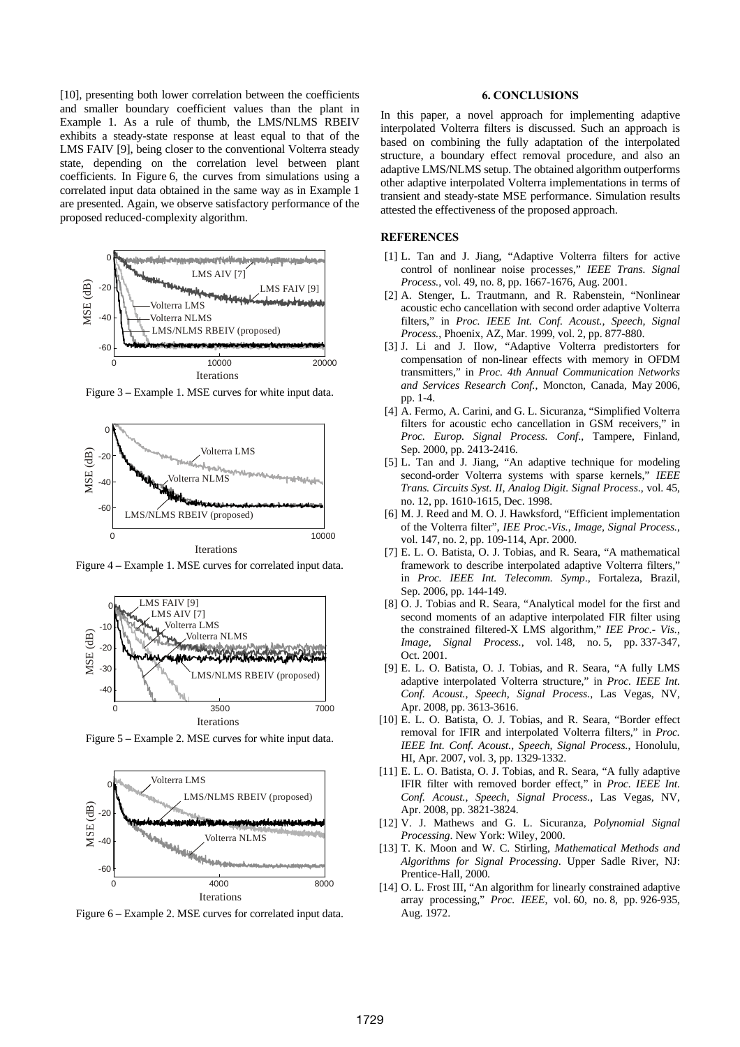[10], presenting both lower correlation between the coefficients and smaller boundary coefficient values than the plant in Example 1. As a rule of thumb, the LMS/NLMS RBEIV exhibits a steady-state response at least equal to that of the LMS FAIV [9], being closer to the conventional Volterra steady state, depending on the correlation level between plant coefficients. In Figure 6, the curves from simulations using a correlated input data obtained in the same way as in Example 1 are presented. Again, we observe satisfactory performance of the proposed reduced-complexity algorithm.

0
-20
-40
-60
MSE (dB)
0
10000
20000
Iterations
LMS AIV [7]
LMS FAIV [9]
Volterra LMS
Volterra NLMS
LMS/NLMS RBEIV (proposed)

Figure 3 – Example 1. MSE curves for white input data.

0
-20
-40
-60
MSE (dB)
0
10000
Iterations
Volterra LMS
Volterra NLMS
LMS/NLMS RBEIV (proposed)

Figure 4 – Example 1. MSE curves for correlated input data.

0
-10
-20
-30
-40
MSE (dB)
0
3500
7000
Iterations
LMS FAIV [9]
LMS AIV [7]
Volterra LMS
Volterra NLMS
LMS/NLMS RBEIV (proposed)

Figure 5 – Example 2. MSE curves for white input data.

0
-20
-40
-60
MSE (dB)
0
4000
8000
Iterations
Volterra LMS
LMS/NLMS RBEIV (proposed)
Volterra NLMS

Figure 6 – Example 2. MSE curves for correlated input data.

## 6. CONCLUSIONS

In this paper, a novel approach for implementing adaptive interpolated Volterra filters is discussed. Such an approach is based on combining the fully adaptation of the interpolated structure, a boundary effect removal procedure, and also an adaptive LMS/NLMS setup. The obtained algorithm outperforms other adaptive interpolated Volterra implementations in terms of transient and steady-state MSE performance. Simulation results attested the effectiveness of the proposed approach.

## REFERENCES

[1] L. Tan and J. Jiang, "Adaptive Volterra filters for active control of nonlinear noise processes," *IEEE Trans. Signal Process.*, vol. 49, no. 8, pp. 1667-1676, Aug. 2001.

[2] A. Stenger, L. Trautmann, and R. Rabenstein, "Nonlinear acoustic echo cancellation with second order adaptive Volterra filters," in *Proc. IEEE Int. Conf. Acoust., Speech, Signal Process.*, Phoenix, AZ, Mar. 1999, vol. 2, pp. 877-880.

[3] J. Li and J. Ilow, "Adaptive Volterra predistorters for compensation of non-linear effects with memory in OFDM transmitters," in *Proc. 4th Annual Communication Networks and Services Research Conf.*, Moncton, Canada, May 2006, pp. 1-4.

[4] A. Fermo, A. Carini, and G. L. Sicuranza, "Simplified Volterra filters for acoustic echo cancellation in GSM receivers," in *Proc. Europ. Signal Process. Conf*., Tampere, Finland, Sep. 2000, pp. 2413-2416.

[5] L. Tan and J. Jiang, "An adaptive technique for modeling second-order Volterra systems with sparse kernels," *IEEE Trans. Circuits Syst. II, Analog Digit. Signal Process*., vol. 45, no. 12, pp. 1610-1615, Dec. 1998.

[6] M. J. Reed and M. O. J. Hawksford, "Efficient implementation of the Volterra filter", *IEE Proc.-Vis., Image, Signal Process.*, vol. 147, no. 2, pp. 109-114, Apr. 2000.

[7] E. L. O. Batista, O. J. Tobias, and R. Seara, "A mathematical framework to describe interpolated adaptive Volterra filters," in *Proc. IEEE Int. Telecomm. Symp*., Fortaleza, Brazil, Sep. 2006, pp. 144-149.

[8] O. J. Tobias and R. Seara, "Analytical model for the first and second moments of an adaptive interpolated FIR filter using the constrained filtered-X LMS algorithm," *IEE Proc.- Vis., Image, Signal Process.*, vol. 148, no. 5, pp. 337-347, Oct. 2001.

[9] E. L. O. Batista, O. J. Tobias, and R. Seara, "A fully LMS adaptive interpolated Volterra structure," in *Proc. IEEE Int. Conf. Acoust., Speech, Signal Process.*, Las Vegas, NV, Apr. 2008, pp. 3613-3616.

[10] E. L. O. Batista, O. J. Tobias, and R. Seara, "Border effect removal for IFIR and interpolated Volterra filters," in *Proc. IEEE Int. Conf. Acoust., Speech, Signal Process.*, Honolulu, HI, Apr. 2007, vol. 3, pp. 1329-1332.

[11] E. L. O. Batista, O. J. Tobias, and R. Seara, "A fully adaptive IFIR filter with removed border effect," in *Proc. IEEE Int. Conf. Acoust., Speech, Signal Process.*, Las Vegas, NV, Apr. 2008, pp. 3821-3824.

[12] V. J. Mathews and G. L. Sicuranza, *Polynomial Signal Processing*. New York: Wiley, 2000.

[13] T. K. Moon and W. C. Stirling, *Mathematical Methods and Algorithms for Signal Processing*. Upper Sadle River, NJ: Prentice-Hall, 2000.

[14] O. L. Frost III, "An algorithm for linearly constrained adaptive array processing," *Proc. IEEE*, vol. 60, no. 8, pp. 926-935, Aug. 1972.